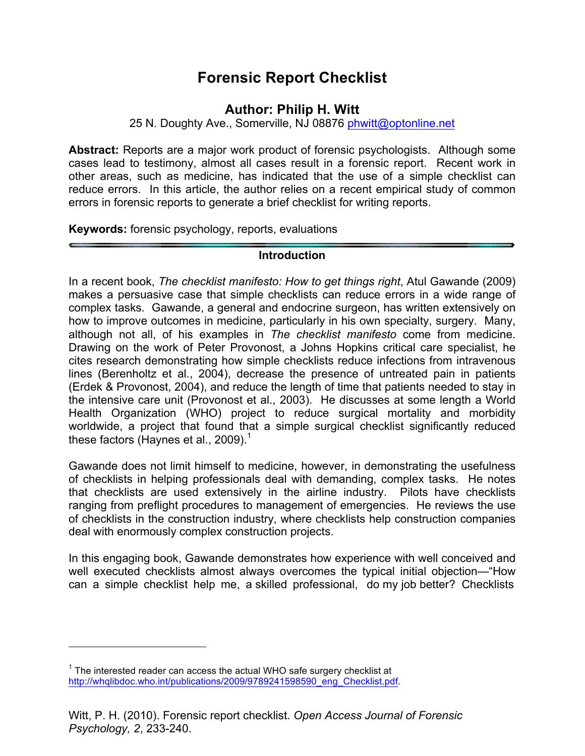# Forensic Report Checklist

## Author: Philip H. Witt

25 N. Doughty Ave., Somerville, NJ 08876 phwitt@optonline.net

**Abstract:** Reports are a major work product of forensic psychologists. Although some cases lead to testimony, almost all cases result in a forensic report. Recent work in other areas, such as medicine, has indicated that the use of a simple checklist can reduce errors. In this article, the author relies on a recent empirical study of common errors in forensic reports to generate a brief checklist for writing reports.

**Keywords:** forensic psychology, reports, evaluations

### Introduction

In a recent book, *The checklist manifesto: How to get things right*, Atul Gawande (2009) makes a persuasive case that simple checklists can reduce errors in a wide range of complex tasks. Gawande, a general and endocrine surgeon, has written extensively on how to improve outcomes in medicine, particularly in his own specialty, surgery. Many, although not all, of his examples in *The checklist manifesto* come from medicine. Drawing on the work of Peter Provonost, a Johns Hopkins critical care specialist, he cites research demonstrating how simple checklists reduce infections from intravenous lines (Berenholtz et al., 2004), decrease the presence of untreated pain in patients (Erdek & Provonost, 2004), and reduce the length of time that patients needed to stay in the intensive care unit (Provonost et al., 2003). He discusses at some length a World Health Organization (WHO) project to reduce surgical mortality and morbidity worldwide, a project that found that a simple surgical checklist significantly reduced these factors (Haynes et al., 2009).[1]

Gawande does not limit himself to medicine, however, in demonstrating the usefulness of checklists in helping professionals deal with demanding, complex tasks. He notes that checklists are used extensively in the airline industry. Pilots have checklists ranging from preflight procedures to management of emergencies. He reviews the use of checklists in the construction industry, where checklists help construction companies deal with enormously complex construction projects.

In this engaging book, Gawande demonstrates how experience with well conceived and well executed checklists almost always overcomes the typical initial objection—"How can a simple checklist help me, a skilled professional, do my job better? Checklists

---

[1] The interested reader can access the actual WHO safe surgery checklist at http://whqlibdoc.who.int/publications/2009/9789241598590_eng_Checklist.pdf.

Witt, P. H. (2010). Forensic report checklist. *Open Access Journal of Forensic Psychology, 2*, 233-240.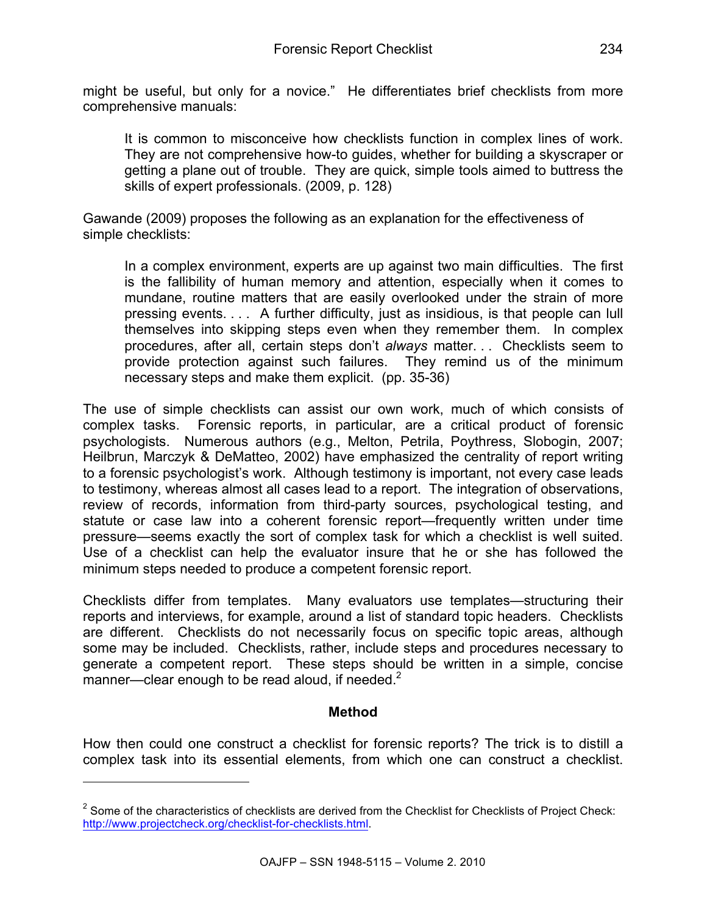might be useful, but only for a novice." He differentiates brief checklists from more comprehensive manuals:

> It is common to misconceive how checklists function in complex lines of work. They are not comprehensive how-to guides, whether for building a skyscraper or getting a plane out of trouble. They are quick, simple tools aimed to buttress the skills of expert professionals. (2009, p. 128)

Gawande (2009) proposes the following as an explanation for the effectiveness of simple checklists:

> In a complex environment, experts are up against two main difficulties. The first is the fallibility of human memory and attention, especially when it comes to mundane, routine matters that are easily overlooked under the strain of more pressing events. . . . A further difficulty, just as insidious, is that people can lull themselves into skipping steps even when they remember them. In complex procedures, after all, certain steps don't *always* matter. . . Checklists seem to provide protection against such failures. They remind us of the minimum necessary steps and make them explicit. (pp. 35-36)

The use of simple checklists can assist our own work, much of which consists of complex tasks. Forensic reports, in particular, are a critical product of forensic psychologists. Numerous authors (e.g., Melton, Petrila, Poythress, Slobogin, 2007; Heilbrun, Marczyk & DeMatteo, 2002) have emphasized the centrality of report writing to a forensic psychologist's work. Although testimony is important, not every case leads to testimony, whereas almost all cases lead to a report. The integration of observations, review of records, information from third-party sources, psychological testing, and statute or case law into a coherent forensic report—frequently written under time pressure—seems exactly the sort of complex task for which a checklist is well suited. Use of a checklist can help the evaluator insure that he or she has followed the minimum steps needed to produce a competent forensic report.

Checklists differ from templates. Many evaluators use templates—structuring their reports and interviews, for example, around a list of standard topic headers. Checklists are different. Checklists do not necessarily focus on specific topic areas, although some may be included. Checklists, rather, include steps and procedures necessary to generate a competent report. These steps should be written in a simple, concise manner—clear enough to be read aloud, if needed.[2]

## Method

How then could one construct a checklist for forensic reports? The trick is to distill a complex task into its essential elements, from which one can construct a checklist.

---

[2] Some of the characteristics of checklists are derived from the Checklist for Checklists of Project Check: http://www.projectcheck.org/checklist-for-checklists.html.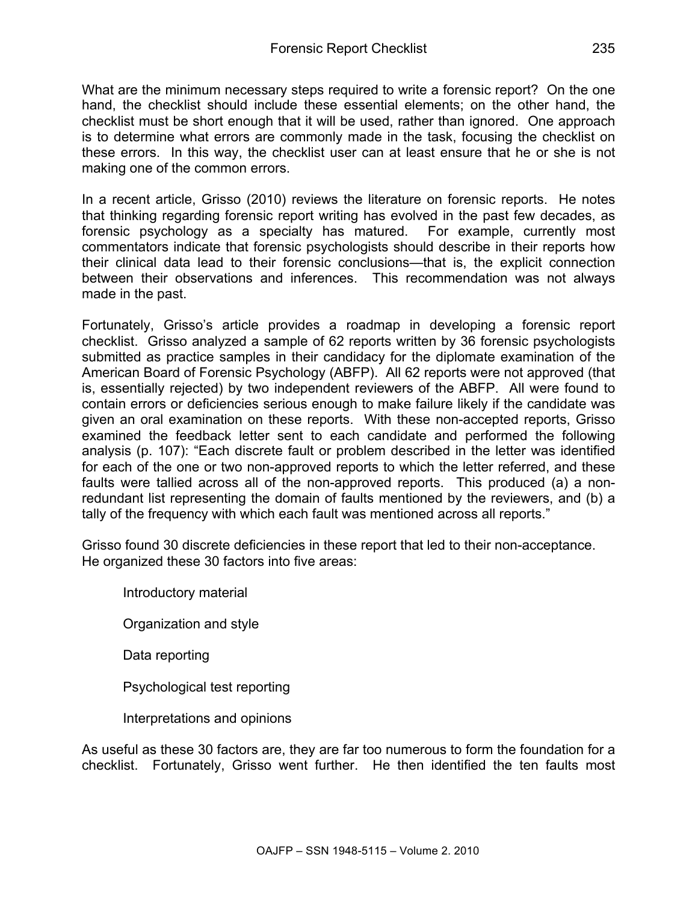What are the minimum necessary steps required to write a forensic report? On the one hand, the checklist should include these essential elements; on the other hand, the checklist must be short enough that it will be used, rather than ignored. One approach is to determine what errors are commonly made in the task, focusing the checklist on these errors. In this way, the checklist user can at least ensure that he or she is not making one of the common errors.

In a recent article, Grisso (2010) reviews the literature on forensic reports. He notes that thinking regarding forensic report writing has evolved in the past few decades, as forensic psychology as a specialty has matured. For example, currently most commentators indicate that forensic psychologists should describe in their reports how their clinical data lead to their forensic conclusions—that is, the explicit connection between their observations and inferences. This recommendation was not always made in the past.

Fortunately, Grisso's article provides a roadmap in developing a forensic report checklist. Grisso analyzed a sample of 62 reports written by 36 forensic psychologists submitted as practice samples in their candidacy for the diplomate examination of the American Board of Forensic Psychology (ABFP). All 62 reports were not approved (that is, essentially rejected) by two independent reviewers of the ABFP. All were found to contain errors or deficiencies serious enough to make failure likely if the candidate was given an oral examination on these reports. With these non-accepted reports, Grisso examined the feedback letter sent to each candidate and performed the following analysis (p. 107): "Each discrete fault or problem described in the letter was identified for each of the one or two non-approved reports to which the letter referred, and these faults were tallied across all of the non-approved reports. This produced (a) a non-redundant list representing the domain of faults mentioned by the reviewers, and (b) a tally of the frequency with which each fault was mentioned across all reports."

Grisso found 30 discrete deficiencies in these report that led to their non-acceptance. He organized these 30 factors into five areas:

- Introductory material
- Organization and style
- Data reporting
- Psychological test reporting
- Interpretations and opinions

As useful as these 30 factors are, they are far too numerous to form the foundation for a checklist. Fortunately, Grisso went further. He then identified the ten faults most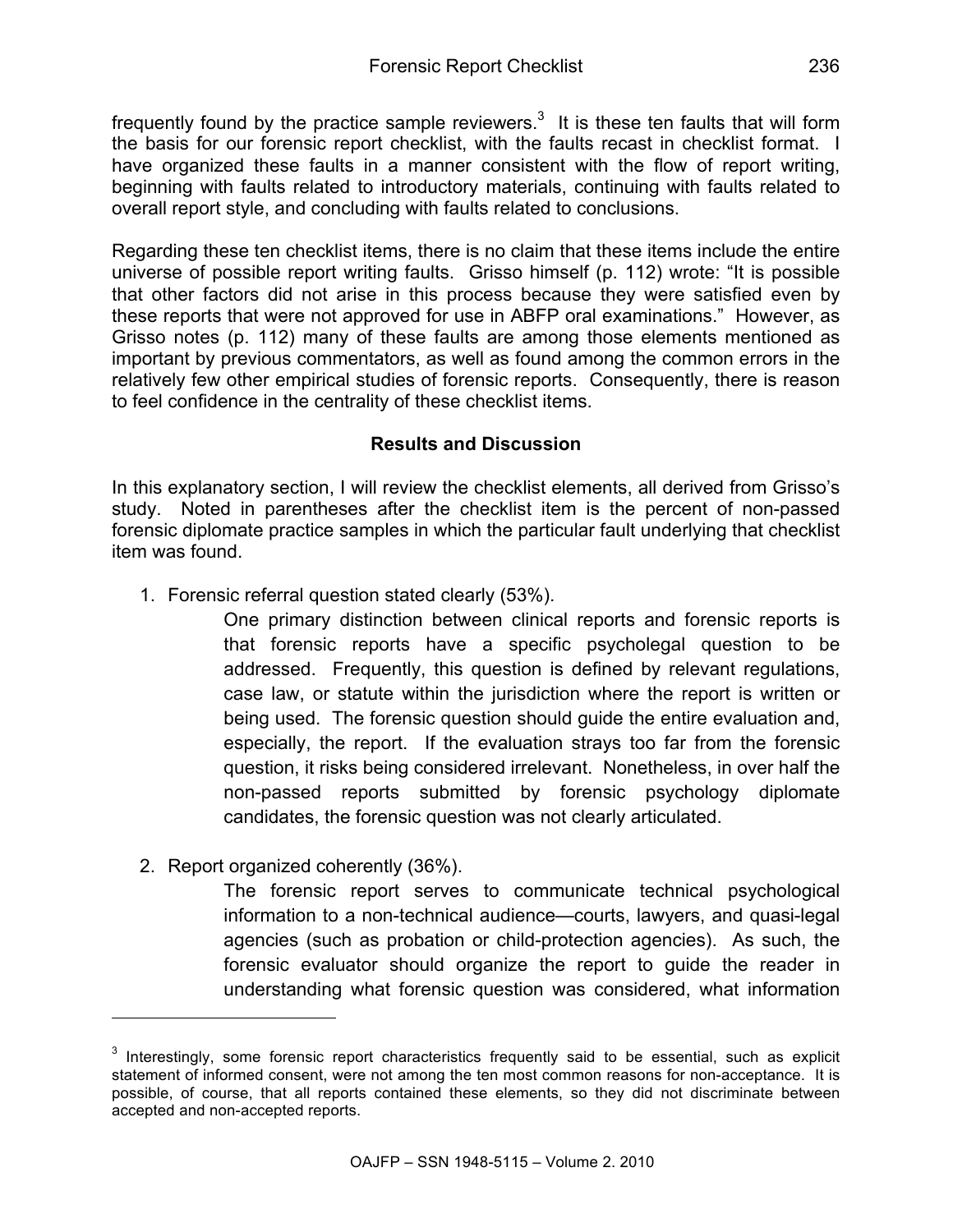frequently found by the practice sample reviewers.[3] It is these ten faults that will form the basis for our forensic report checklist, with the faults recast in checklist format. I have organized these faults in a manner consistent with the flow of report writing, beginning with faults related to introductory materials, continuing with faults related to overall report style, and concluding with faults related to conclusions.

Regarding these ten checklist items, there is no claim that these items include the entire universe of possible report writing faults. Grisso himself (p. 112) wrote: "It is possible that other factors did not arise in this process because they were satisfied even by these reports that were not approved for use in ABFP oral examinations." However, as Grisso notes (p. 112) many of these faults are among those elements mentioned as important by previous commentators, as well as found among the common errors in the relatively few other empirical studies of forensic reports. Consequently, there is reason to feel confidence in the centrality of these checklist items.

## Results and Discussion

In this explanatory section, I will review the checklist elements, all derived from Grisso's study. Noted in parentheses after the checklist item is the percent of non-passed forensic diplomate practice samples in which the particular fault underlying that checklist item was found.

1. Forensic referral question stated clearly (53%).

   One primary distinction between clinical reports and forensic reports is that forensic reports have a specific psycholegal question to be addressed. Frequently, this question is defined by relevant regulations, case law, or statute within the jurisdiction where the report is written or being used. The forensic question should guide the entire evaluation and, especially, the report. If the evaluation strays too far from the forensic question, it risks being considered irrelevant. Nonetheless, in over half the non-passed reports submitted by forensic psychology diplomate candidates, the forensic question was not clearly articulated.

2. Report organized coherently (36%).

   The forensic report serves to communicate technical psychological information to a non-technical audience—courts, lawyers, and quasi-legal agencies (such as probation or child-protection agencies). As such, the forensic evaluator should organize the report to guide the reader in understanding what forensic question was considered, what information

---

[3] Interestingly, some forensic report characteristics frequently said to be essential, such as explicit statement of informed consent, were not among the ten most common reasons for non-acceptance. It is possible, of course, that all reports contained these elements, so they did not discriminate between accepted and non-accepted reports.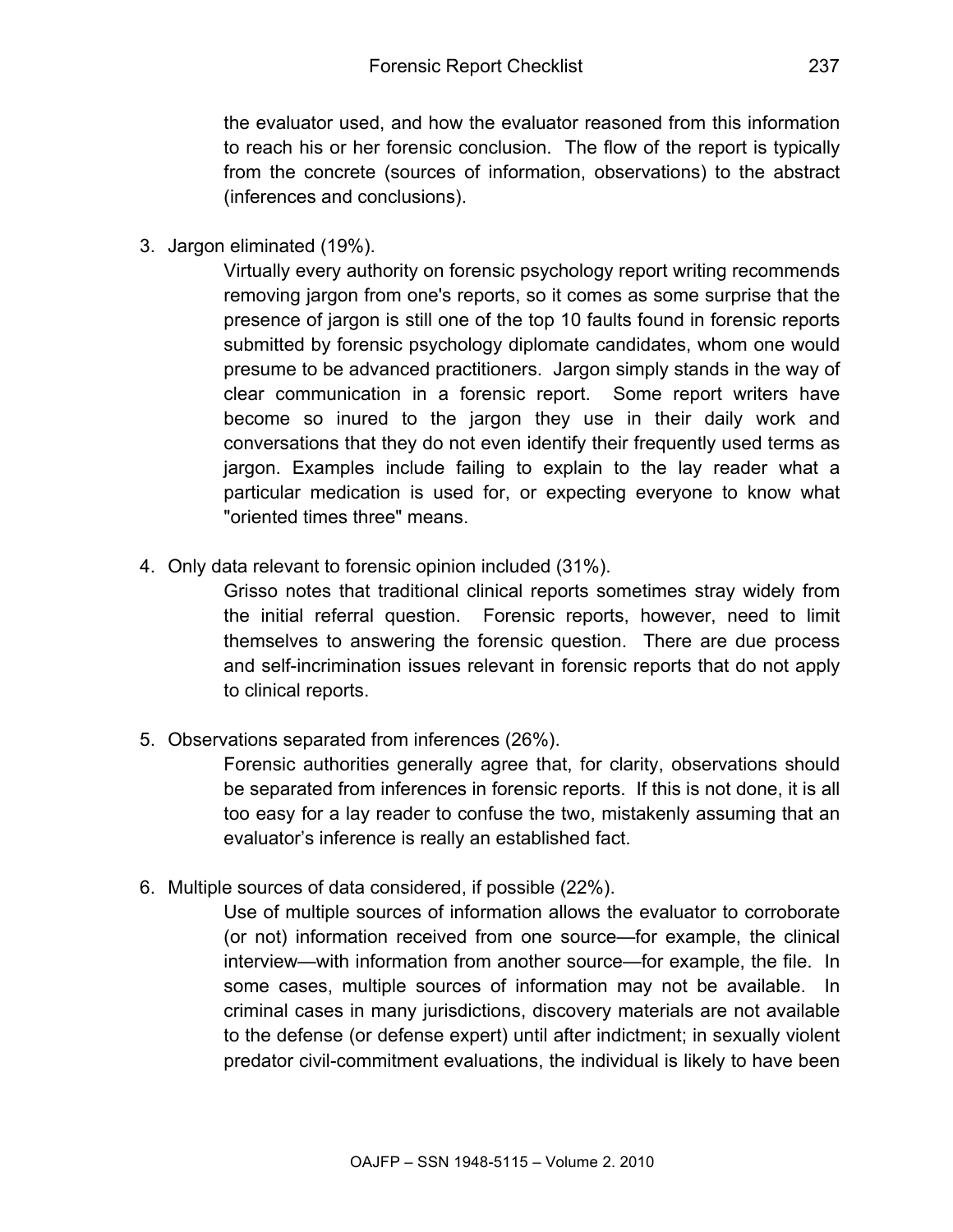the evaluator used, and how the evaluator reasoned from this information to reach his or her forensic conclusion. The flow of the report is typically from the concrete (sources of information, observations) to the abstract (inferences and conclusions).

3. Jargon eliminated (19%).

   Virtually every authority on forensic psychology report writing recommends removing jargon from one's reports, so it comes as some surprise that the presence of jargon is still one of the top 10 faults found in forensic reports submitted by forensic psychology diplomate candidates, whom one would presume to be advanced practitioners. Jargon simply stands in the way of clear communication in a forensic report. Some report writers have become so inured to the jargon they use in their daily work and conversations that they do not even identify their frequently used terms as jargon. Examples include failing to explain to the lay reader what a particular medication is used for, or expecting everyone to know what "oriented times three" means.

4. Only data relevant to forensic opinion included (31%).

   Grisso notes that traditional clinical reports sometimes stray widely from the initial referral question. Forensic reports, however, need to limit themselves to answering the forensic question. There are due process and self-incrimination issues relevant in forensic reports that do not apply to clinical reports.

5. Observations separated from inferences (26%).

   Forensic authorities generally agree that, for clarity, observations should be separated from inferences in forensic reports. If this is not done, it is all too easy for a lay reader to confuse the two, mistakenly assuming that an evaluator's inference is really an established fact.

6. Multiple sources of data considered, if possible (22%).

   Use of multiple sources of information allows the evaluator to corroborate (or not) information received from one source—for example, the clinical interview—with information from another source—for example, the file. In some cases, multiple sources of information may not be available. In criminal cases in many jurisdictions, discovery materials are not available to the defense (or defense expert) until after indictment; in sexually violent predator civil-commitment evaluations, the individual is likely to have been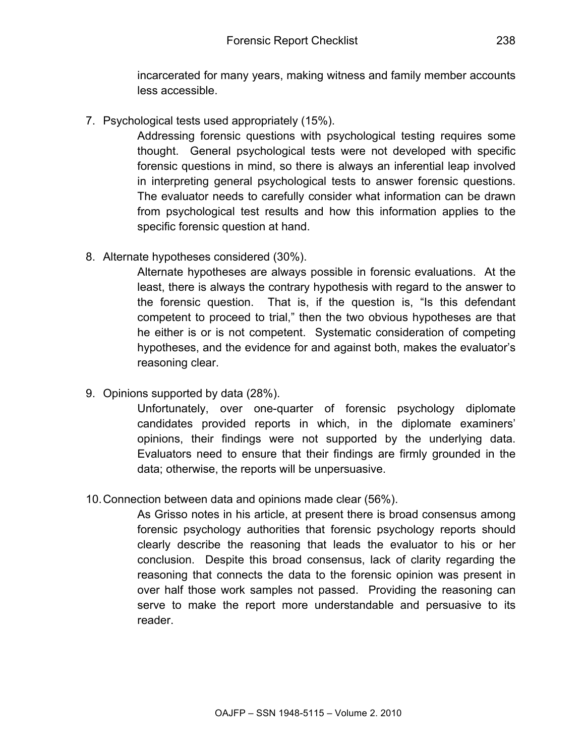incarcerated for many years, making witness and family member accounts less accessible.

7. Psychological tests used appropriately (15%).

   Addressing forensic questions with psychological testing requires some thought. General psychological tests were not developed with specific forensic questions in mind, so there is always an inferential leap involved in interpreting general psychological tests to answer forensic questions. The evaluator needs to carefully consider what information can be drawn from psychological test results and how this information applies to the specific forensic question at hand.

8. Alternate hypotheses considered (30%).

   Alternate hypotheses are always possible in forensic evaluations. At the least, there is always the contrary hypothesis with regard to the answer to the forensic question. That is, if the question is, "Is this defendant competent to proceed to trial," then the two obvious hypotheses are that he either is or is not competent. Systematic consideration of competing hypotheses, and the evidence for and against both, makes the evaluator's reasoning clear.

9. Opinions supported by data (28%).

   Unfortunately, over one-quarter of forensic psychology diplomate candidates provided reports in which, in the diplomate examiners' opinions, their findings were not supported by the underlying data. Evaluators need to ensure that their findings are firmly grounded in the data; otherwise, the reports will be unpersuasive.

10. Connection between data and opinions made clear (56%).

    As Grisso notes in his article, at present there is broad consensus among forensic psychology authorities that forensic psychology reports should clearly describe the reasoning that leads the evaluator to his or her conclusion. Despite this broad consensus, lack of clarity regarding the reasoning that connects the data to the forensic opinion was present in over half those work samples not passed. Providing the reasoning can serve to make the report more understandable and persuasive to its reader.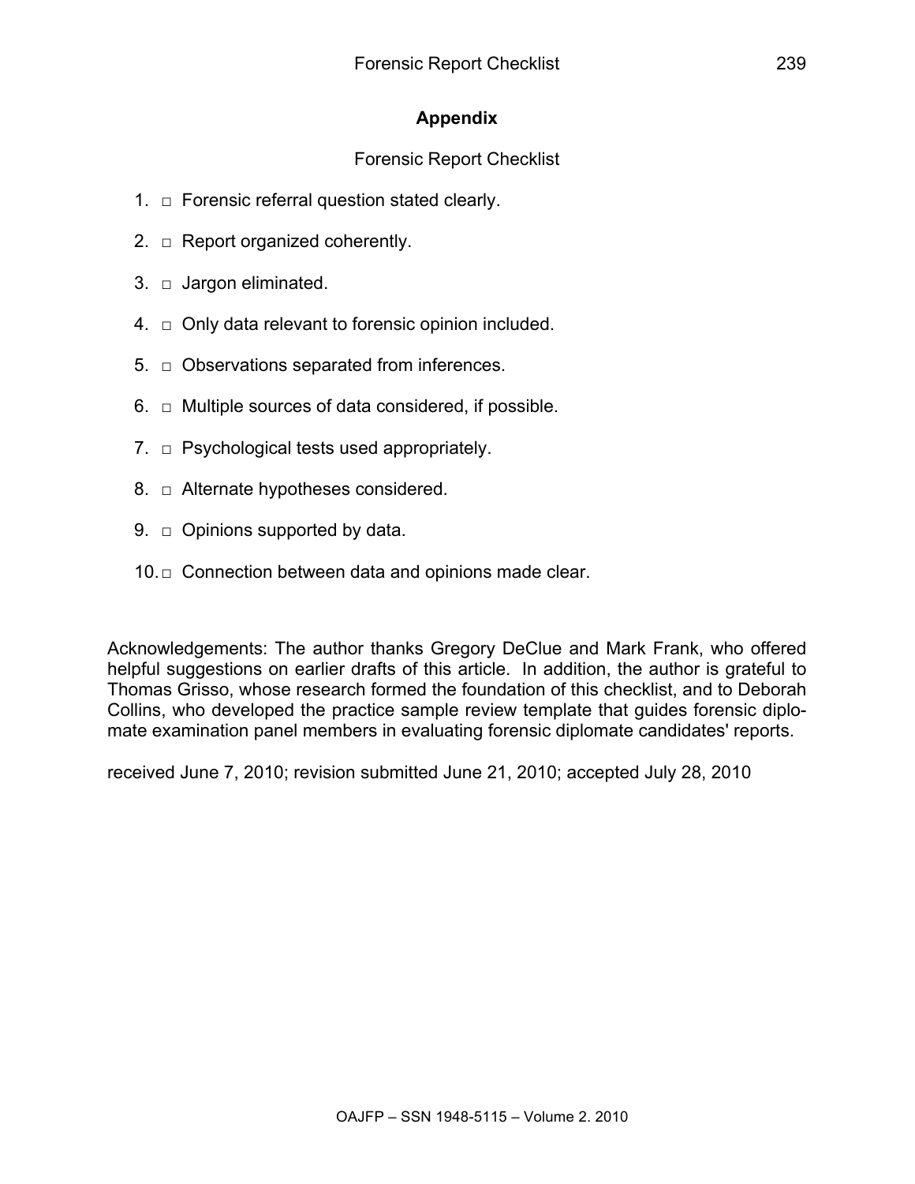## Appendix

Forensic Report Checklist

1. □ Forensic referral question stated clearly.
2. □ Report organized coherently.
3. □ Jargon eliminated.
4. □ Only data relevant to forensic opinion included.
5. □ Observations separated from inferences.
6. □ Multiple sources of data considered, if possible.
7. □ Psychological tests used appropriately.
8. □ Alternate hypotheses considered.
9. □ Opinions supported by data.
10. □ Connection between data and opinions made clear.

Acknowledgements: The author thanks Gregory DeClue and Mark Frank, who offered helpful suggestions on earlier drafts of this article. In addition, the author is grateful to Thomas Grisso, whose research formed the foundation of this checklist, and to Deborah Collins, who developed the practice sample review template that guides forensic diplomate examination panel members in evaluating forensic diplomate candidates' reports.

received June 7, 2010; revision submitted June 21, 2010; accepted July 28, 2010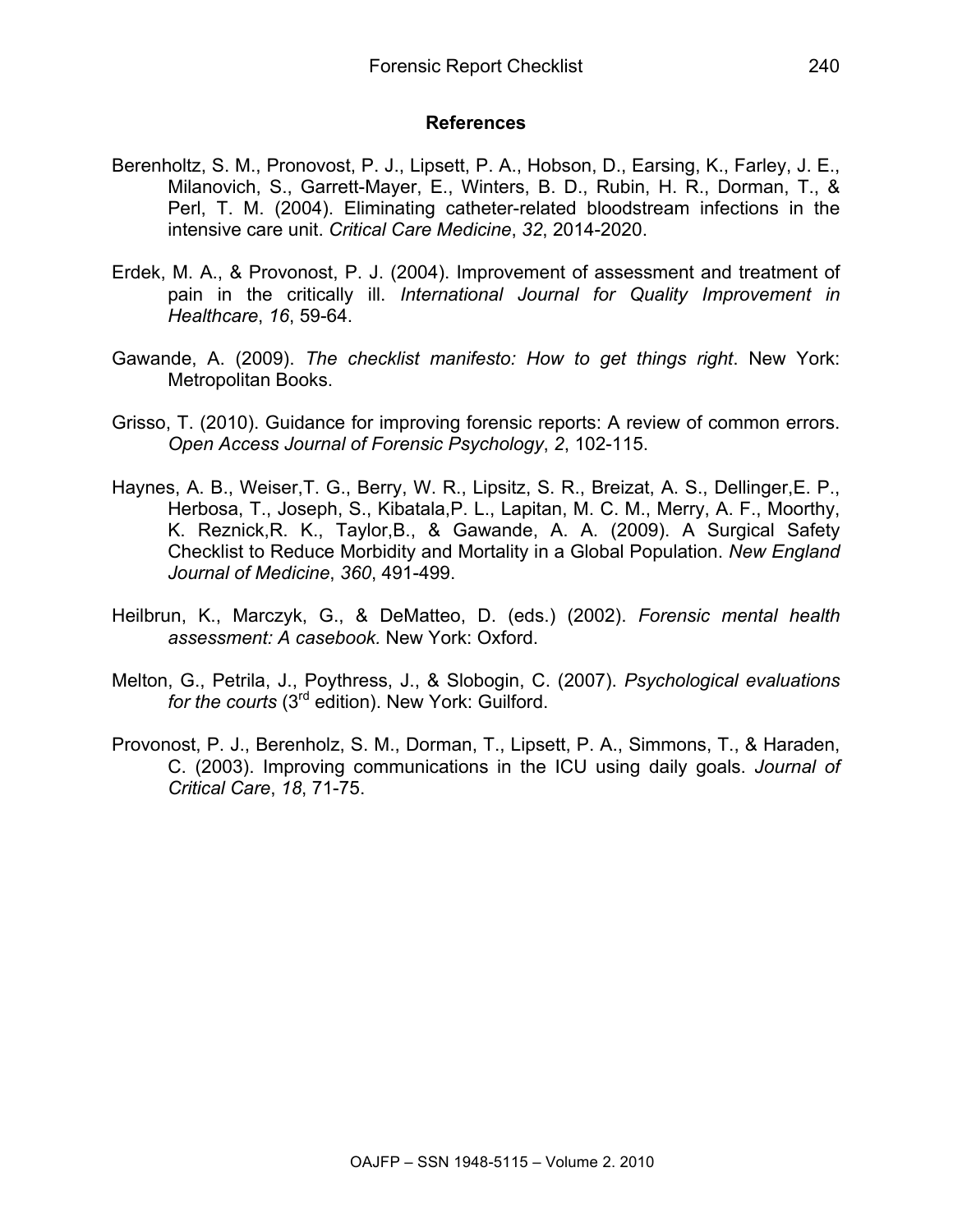## References

Berenholtz, S. M., Pronovost, P. J., Lipsett, P. A., Hobson, D., Earsing, K., Farley, J. E., Milanovich, S., Garrett-Mayer, E., Winters, B. D., Rubin, H. R., Dorman, T., & Perl, T. M. (2004). Eliminating catheter-related bloodstream infections in the intensive care unit. *Critical Care Medicine*, *32*, 2014-2020.

Erdek, M. A., & Provonost, P. J. (2004). Improvement of assessment and treatment of pain in the critically ill. *International Journal for Quality Improvement in Healthcare*, *16*, 59-64.

Gawande, A. (2009). *The checklist manifesto: How to get things right*. New York: Metropolitan Books.

Grisso, T. (2010). Guidance for improving forensic reports: A review of common errors. *Open Access Journal of Forensic Psychology*, *2*, 102-115.

Haynes, A. B., Weiser,T. G., Berry, W. R., Lipsitz, S. R., Breizat, A. S., Dellinger,E. P., Herbosa, T., Joseph, S., Kibatala,P. L., Lapitan, M. C. M., Merry, A. F., Moorthy, K. Reznick,R. K., Taylor,B., & Gawande, A. A. (2009). A Surgical Safety Checklist to Reduce Morbidity and Mortality in a Global Population. *New England Journal of Medicine*, *360*, 491-499.

Heilbrun, K., Marczyk, G., & DeMatteo, D. (eds.) (2002). *Forensic mental health assessment: A casebook.* New York: Oxford.

Melton, G., Petrila, J., Poythress, J., & Slobogin, C. (2007). *Psychological evaluations for the courts* (3rd edition). New York: Guilford.

Provonost, P. J., Berenholz, S. M., Dorman, T., Lipsett, P. A., Simmons, T., & Haraden, C. (2003). Improving communications in the ICU using daily goals. *Journal of Critical Care*, *18*, 71-75.